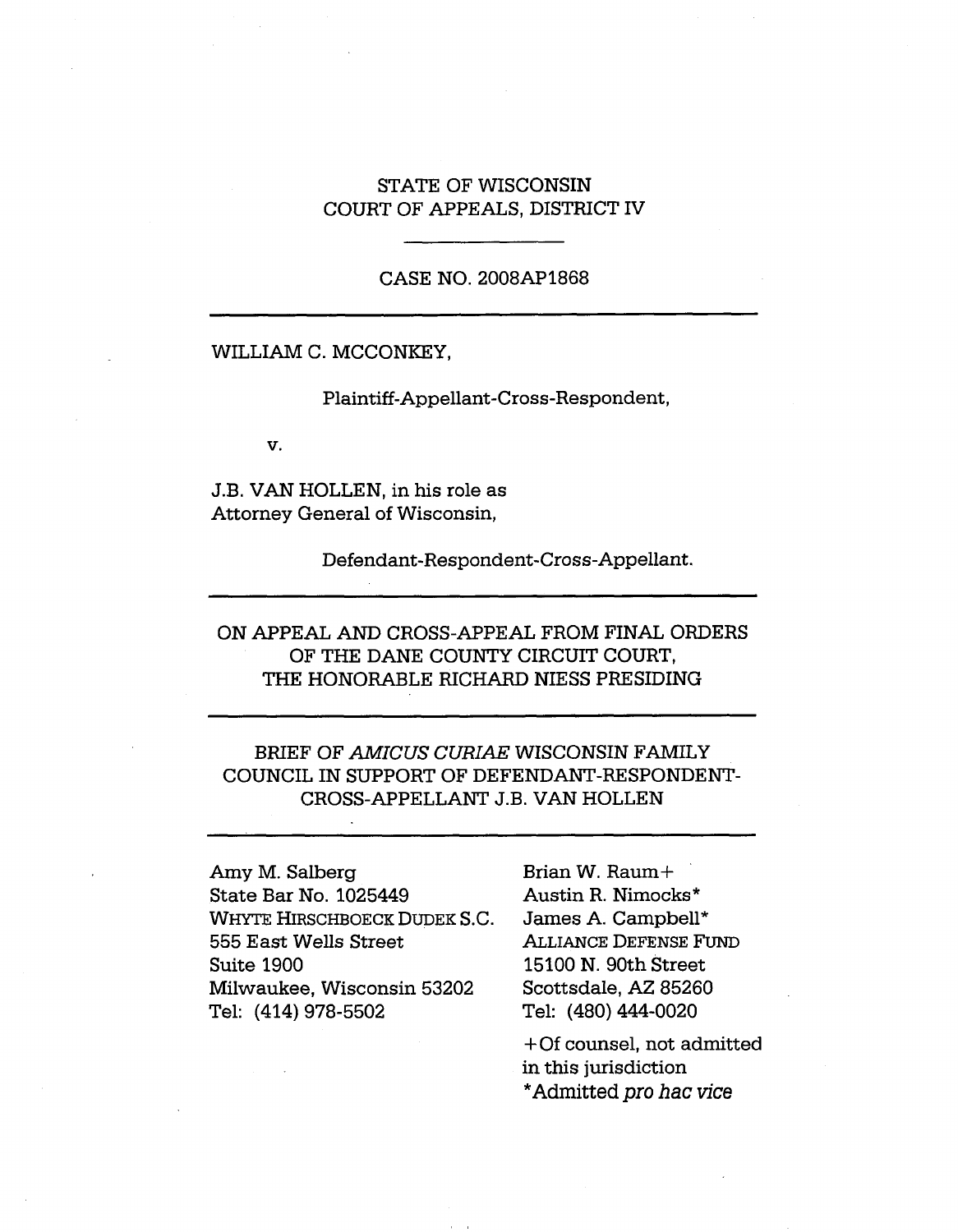STATE OF WISCONSIN
COURT OF APPEALS, DISTRICT IV

---

CASE NO. 2008AP1868

---

WILLIAM C. MCCONKEY,

Plaintiff-Appellant-Cross-Respondent,

v.

J.B. VAN HOLLEN, in his role as
Attorney General of Wisconsin,

Defendant-Respondent-Cross-Appellant.

---

ON APPEAL AND CROSS-APPEAL FROM FINAL ORDERS
OF THE DANE COUNTY CIRCUIT COURT,
THE HONORABLE RICHARD NIESS PRESIDING

---

BRIEF OF *AMICUS CURIAE* WISCONSIN FAMILY
COUNCIL IN SUPPORT OF DEFENDANT-RESPONDENT-
CROSS-APPELLANT J.B. VAN HOLLEN

---

Amy M. Salberg
State Bar No. 1025449
WHYTE HIRSCHBOECK DUDEK S.C.
555 East Wells Street
Suite 1900
Milwaukee, Wisconsin 53202
Tel: (414) 978-5502

Brian W. Raum+
Austin R. Nimocks*
James A. Campbell*
ALLIANCE DEFENSE FUND
15100 N. 90th Street
Scottsdale, AZ 85260
Tel: (480) 444-0020

+Of counsel, not admitted
in this jurisdiction
*Admitted *pro hac vice*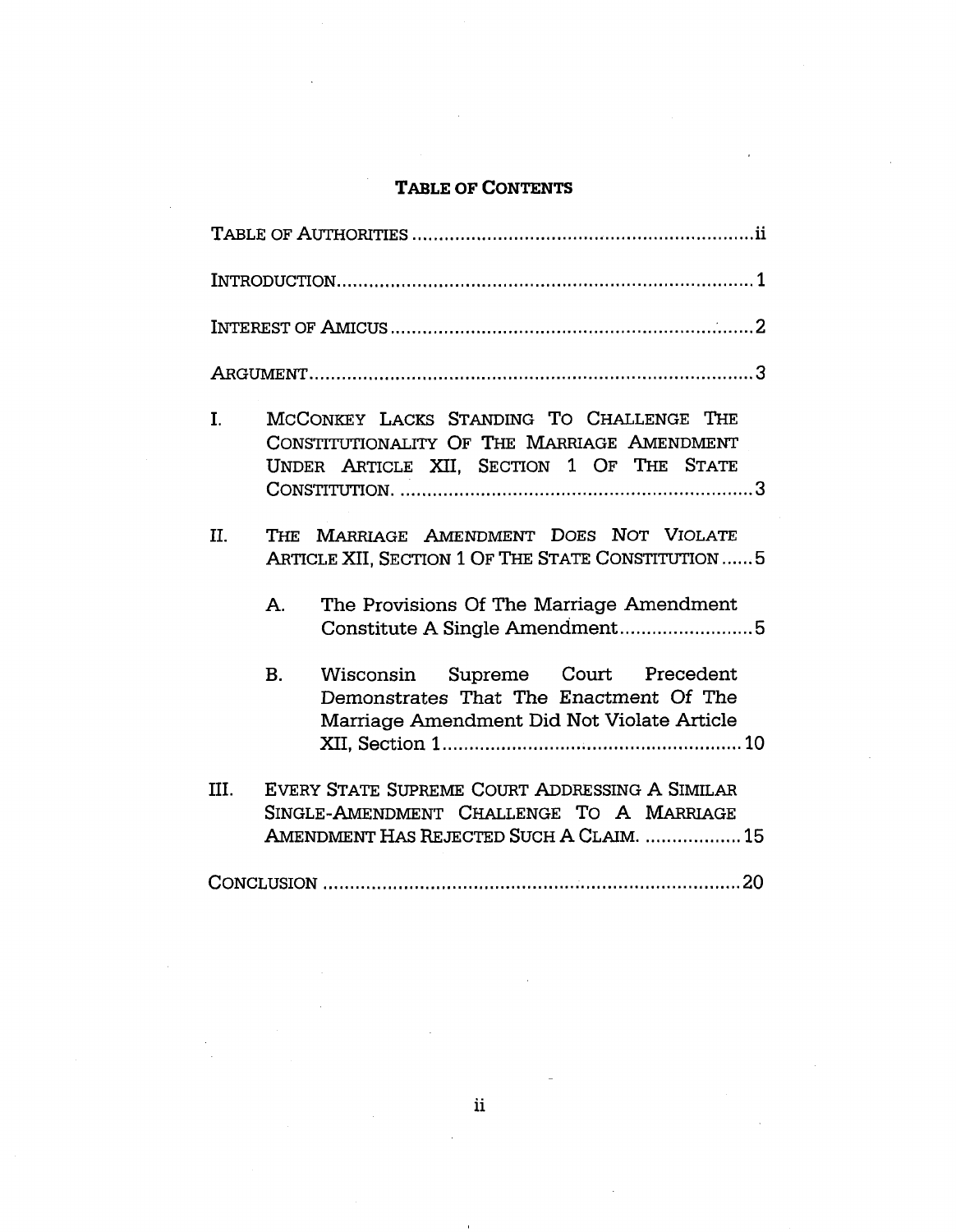# TABLE OF CONTENTS

TABLE OF AUTHORITIES .......................................................................ii

INTRODUCTION...................................................................................1

INTEREST OF AMICUS ........................................................................2

ARGUMENT.........................................................................................3

I. MCCONKEY LACKS STANDING TO CHALLENGE THE CONSTITUTIONALITY OF THE MARRIAGE AMENDMENT UNDER ARTICLE XII, SECTION 1 OF THE STATE CONSTITUTION. .......................................................................3

II. THE MARRIAGE AMENDMENT DOES NOT VIOLATE ARTICLE XII, SECTION 1 OF THE STATE CONSTITUTION ......5

   A. The Provisions Of The Marriage Amendment Constitute A Single Amendment.........................5

   B. Wisconsin Supreme Court Precedent Demonstrates That The Enactment Of The Marriage Amendment Did Not Violate Article XII, Section 1.........................................................10

III. EVERY STATE SUPREME COURT ADDRESSING A SIMILAR SINGLE-AMENDMENT CHALLENGE TO A MARRIAGE AMENDMENT HAS REJECTED SUCH A CLAIM. ..................15

CONCLUSION ....................................................................................20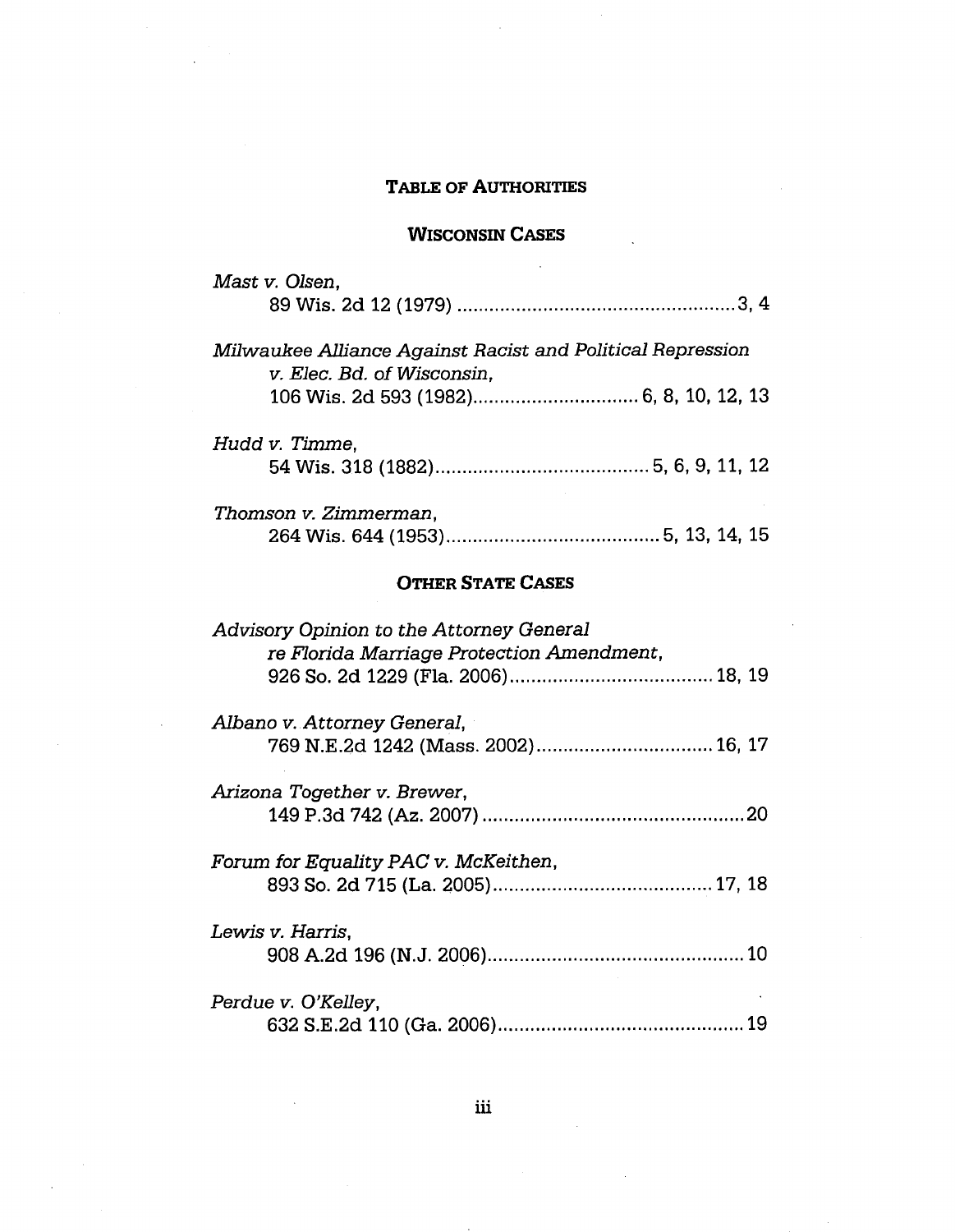## TABLE OF AUTHORITIES

### WISCONSIN CASES

*Mast v. Olsen*,
89 Wis. 2d 12 (1979) .................................................... 3, 4

*Milwaukee Alliance Against Racist and Political Repression v. Elec. Bd. of Wisconsin*,
106 Wis. 2d 593 (1982)............................... 6, 8, 10, 12, 13

*Hudd v. Timme*,
54 Wis. 318 (1882)........................................ 5, 6, 9, 11, 12

*Thomson v. Zimmerman*,
264 Wis. 644 (1953)........................................ 5, 13, 14, 15

### OTHER STATE CASES

*Advisory Opinion to the Attorney General re Florida Marriage Protection Amendment*,
926 So. 2d 1229 (Fla. 2006)...................................... 18, 19

*Albano v. Attorney General*,
769 N.E.2d 1242 (Mass. 2002)................................. 16, 17

*Arizona Together v. Brewer*,
149 P.3d 742 (Az. 2007) ................................................. 20

*Forum for Equality PAC v. McKeithen*,
893 So. 2d 715 (La. 2005)......................................... 17, 18

*Lewis v. Harris*,
908 A.2d 196 (N.J. 2006)................................................ 10

*Perdue v. O'Kelley*,
632 S.E.2d 110 (Ga. 2006).............................................. 19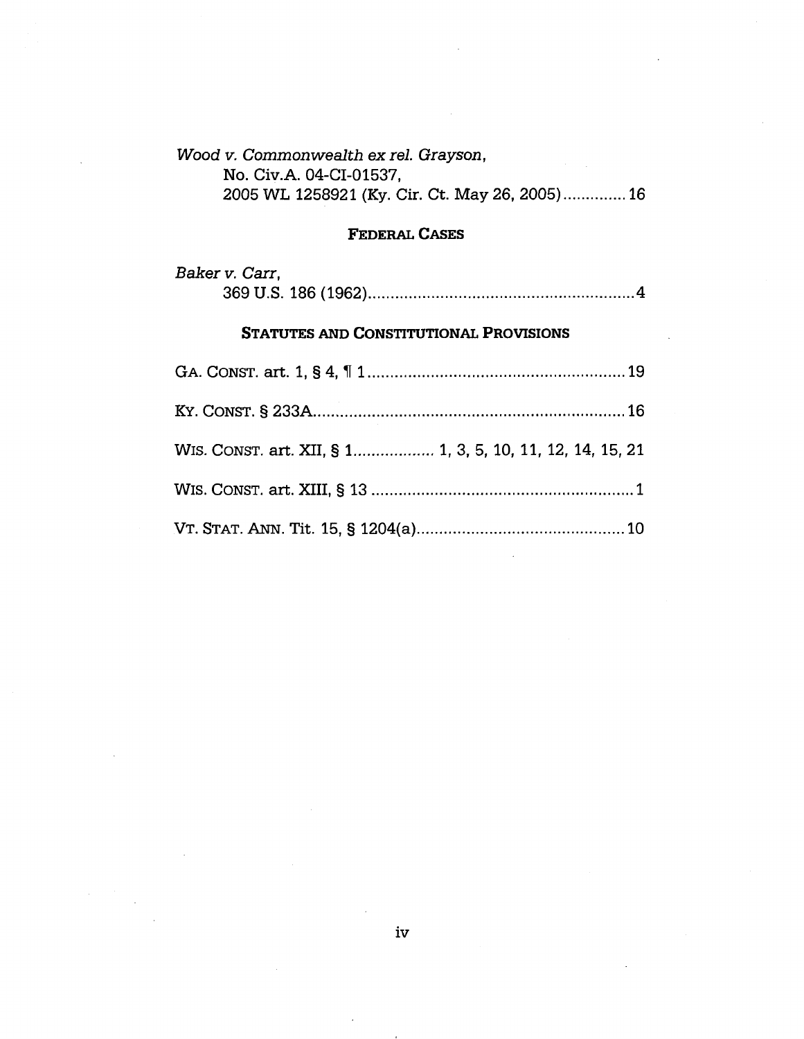*Wood v. Commonwealth ex rel. Grayson*,
No. Civ.A. 04-CI-01537,
2005 WL 1258921 (Ky. Cir. Ct. May 26, 2005).............16

### FEDERAL CASES

*Baker v. Carr*,
369 U.S. 186 (1962)...........................................................4

### STATUTES AND CONSTITUTIONAL PROVISIONS

GA. CONST. art. 1, § 4, ¶ 1..........................................................19

KY. CONST. § 233A....................................................................16

WIS. CONST. art. XII, § 1.................. 1, 3, 5, 10, 11, 12, 14, 15, 21

WIS. CONST. art. XIII, § 13 ..........................................................1

VT. STAT. ANN. Tit. 15, § 1204(a)..............................................10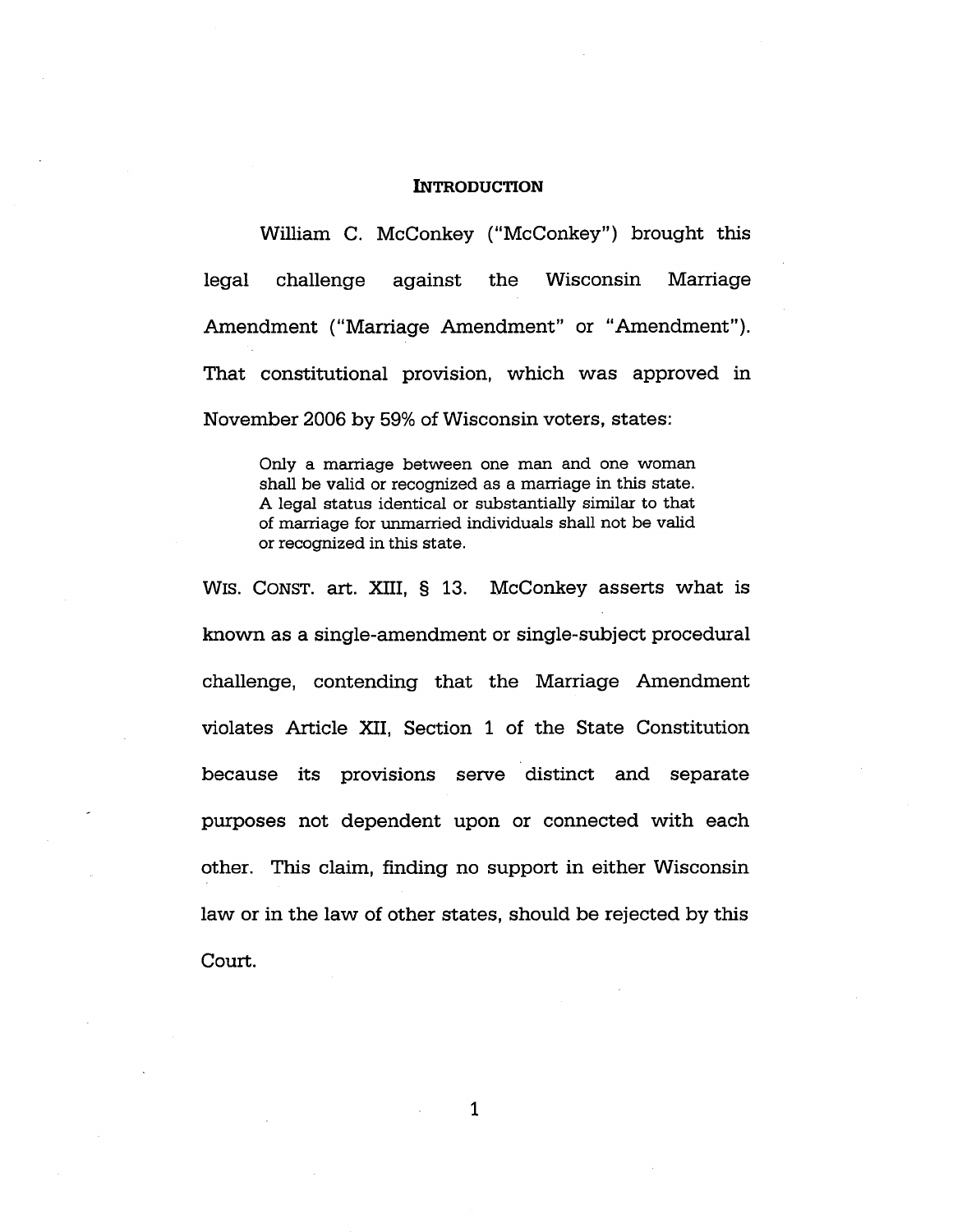## INTRODUCTION

William C. McConkey ("McConkey") brought this legal challenge against the Wisconsin Marriage Amendment ("Marriage Amendment" or "Amendment"). That constitutional provision, which was approved in November 2006 by 59% of Wisconsin voters, states:

> Only a marriage between one man and one woman shall be valid or recognized as a marriage in this state. A legal status identical or substantially similar to that of marriage for unmarried individuals shall not be valid or recognized in this state.

WIS. CONST. art. XIII, § 13. McConkey asserts what is known as a single-amendment or single-subject procedural challenge, contending that the Marriage Amendment violates Article XII, Section 1 of the State Constitution because its provisions serve distinct and separate purposes not dependent upon or connected with each other. This claim, finding no support in either Wisconsin law or in the law of other states, should be rejected by this Court.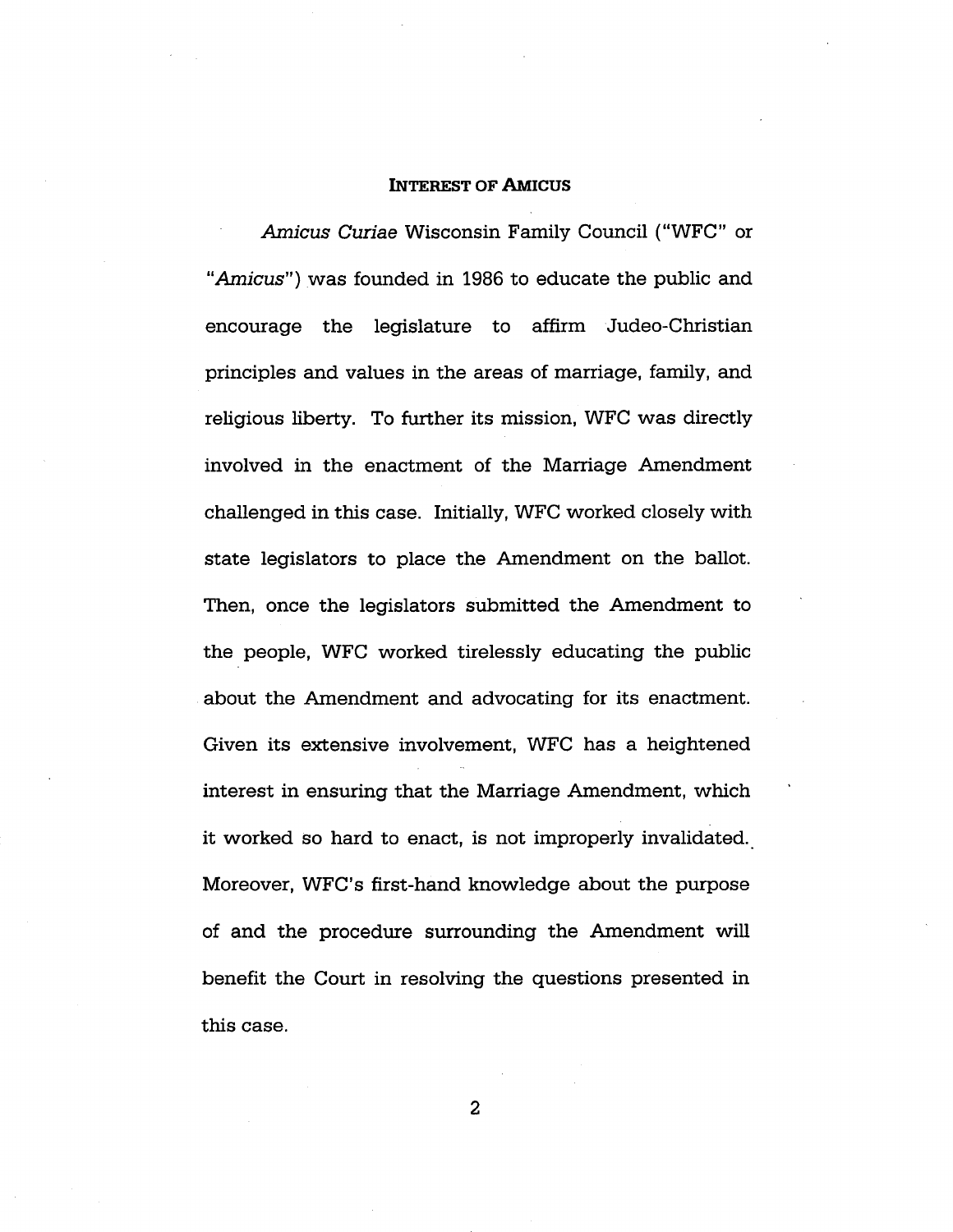## INTEREST OF AMICUS

*Amicus Curiae* Wisconsin Family Council ("WFC" or "*Amicus*") was founded in 1986 to educate the public and encourage the legislature to affirm Judeo-Christian principles and values in the areas of marriage, family, and religious liberty. To further its mission, WFC was directly involved in the enactment of the Marriage Amendment challenged in this case. Initially, WFC worked closely with state legislators to place the Amendment on the ballot. Then, once the legislators submitted the Amendment to the people, WFC worked tirelessly educating the public about the Amendment and advocating for its enactment. Given its extensive involvement, WFC has a heightened interest in ensuring that the Marriage Amendment, which it worked so hard to enact, is not improperly invalidated. Moreover, WFC's first-hand knowledge about the purpose of and the procedure surrounding the Amendment will benefit the Court in resolving the questions presented in this case.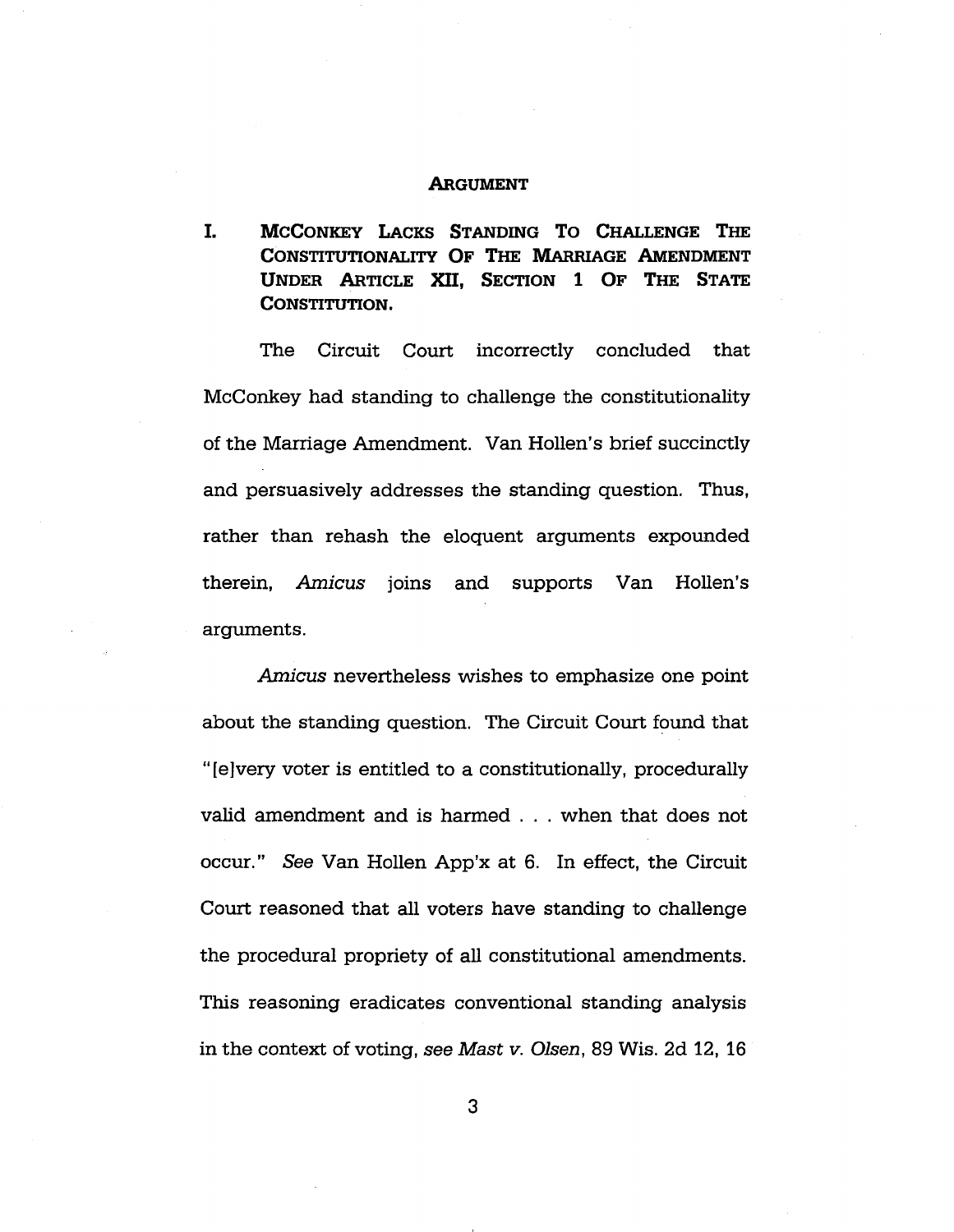## ARGUMENT

### I. McCONKEY LACKS STANDING TO CHALLENGE THE CONSTITUTIONALITY OF THE MARRIAGE AMENDMENT UNDER ARTICLE XII, SECTION 1 OF THE STATE CONSTITUTION.

The Circuit Court incorrectly concluded that McConkey had standing to challenge the constitutionality of the Marriage Amendment. Van Hollen's brief succinctly and persuasively addresses the standing question. Thus, rather than rehash the eloquent arguments expounded therein, *Amicus* joins and supports Van Hollen's arguments.

*Amicus* nevertheless wishes to emphasize one point about the standing question. The Circuit Court found that "[e]very voter is entitled to a constitutionally, procedurally valid amendment and is harmed . . . when that does not occur." *See* Van Hollen App'x at 6. In effect, the Circuit Court reasoned that all voters have standing to challenge the procedural propriety of all constitutional amendments. This reasoning eradicates conventional standing analysis in the context of voting, *see Mast v. Olsen*, 89 Wis. 2d 12, 16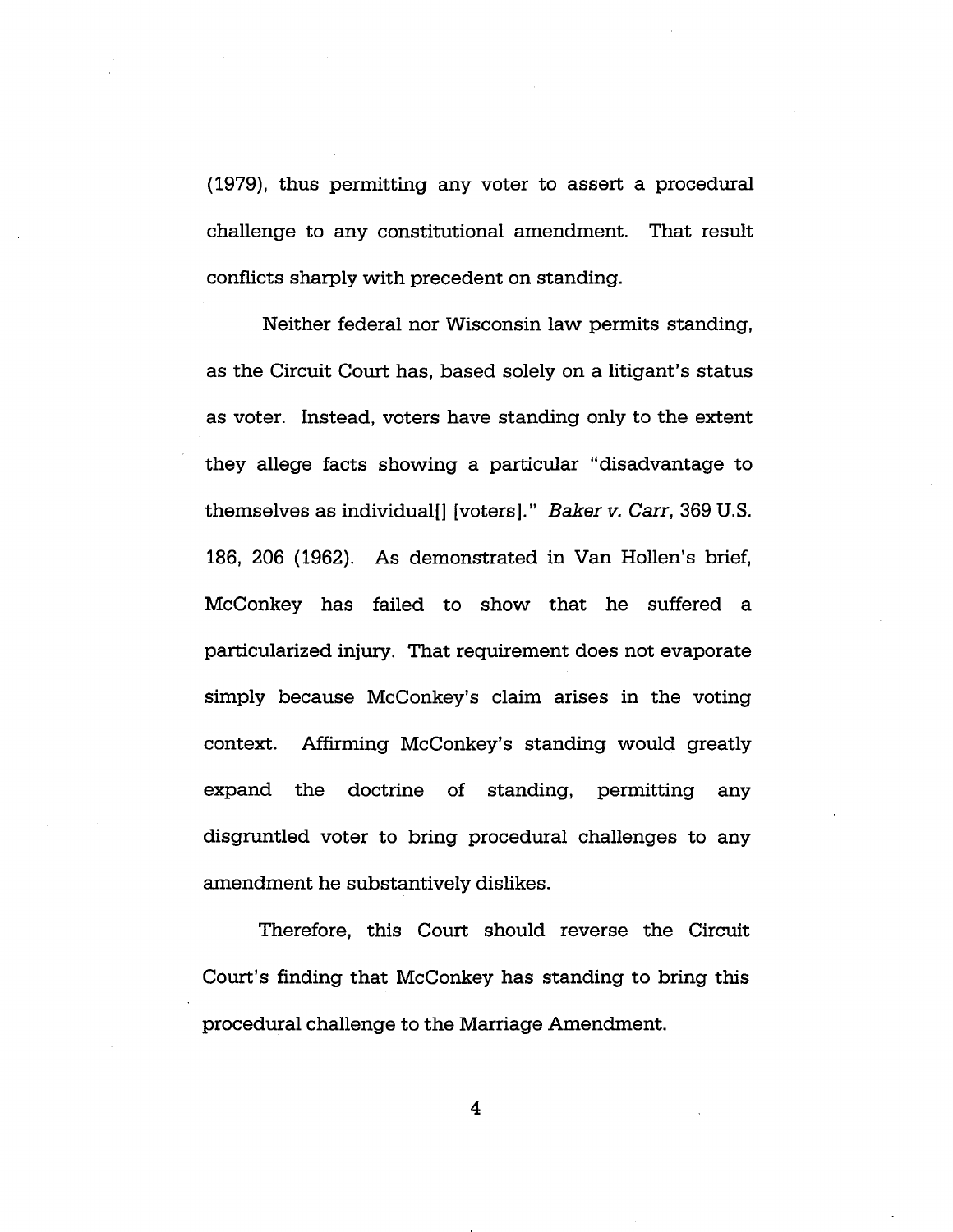(1979), thus permitting any voter to assert a procedural challenge to any constitutional amendment. That result conflicts sharply with precedent on standing.

Neither federal nor Wisconsin law permits standing, as the Circuit Court has, based solely on a litigant's status as voter. Instead, voters have standing only to the extent they allege facts showing a particular "disadvantage to themselves as individual[] [voters]." *Baker v. Carr*, 369 U.S. 186, 206 (1962). As demonstrated in Van Hollen's brief, McConkey has failed to show that he suffered a particularized injury. That requirement does not evaporate simply because McConkey's claim arises in the voting context. Affirming McConkey's standing would greatly expand the doctrine of standing, permitting any disgruntled voter to bring procedural challenges to any amendment he substantively dislikes.

Therefore, this Court should reverse the Circuit Court's finding that McConkey has standing to bring this procedural challenge to the Marriage Amendment.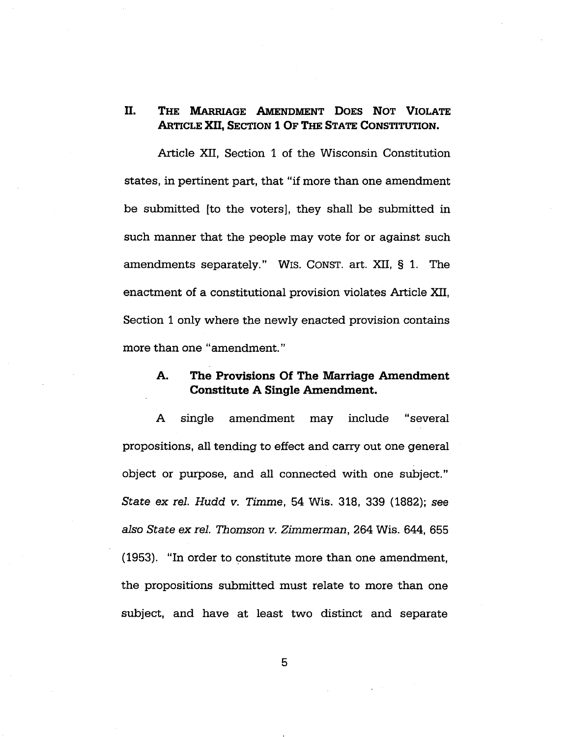## II. THE MARRIAGE AMENDMENT DOES NOT VIOLATE ARTICLE XII, SECTION 1 OF THE STATE CONSTITUTION.

Article XII, Section 1 of the Wisconsin Constitution states, in pertinent part, that "if more than one amendment be submitted [to the voters], they shall be submitted in such manner that the people may vote for or against such amendments separately." WIS. CONST. art. XII, § 1. The enactment of a constitutional provision violates Article XII, Section 1 only where the newly enacted provision contains more than one "amendment."

### A. The Provisions Of The Marriage Amendment Constitute A Single Amendment.

A single amendment may include "several propositions, all tending to effect and carry out one general object or purpose, and all connected with one subject." *State ex rel. Hudd v. Timme*, 54 Wis. 318, 339 (1882); *see also State ex rel. Thomson v. Zimmerman*, 264 Wis. 644, 655 (1953). "In order to constitute more than one amendment, the propositions submitted must relate to more than one subject, and have at least two distinct and separate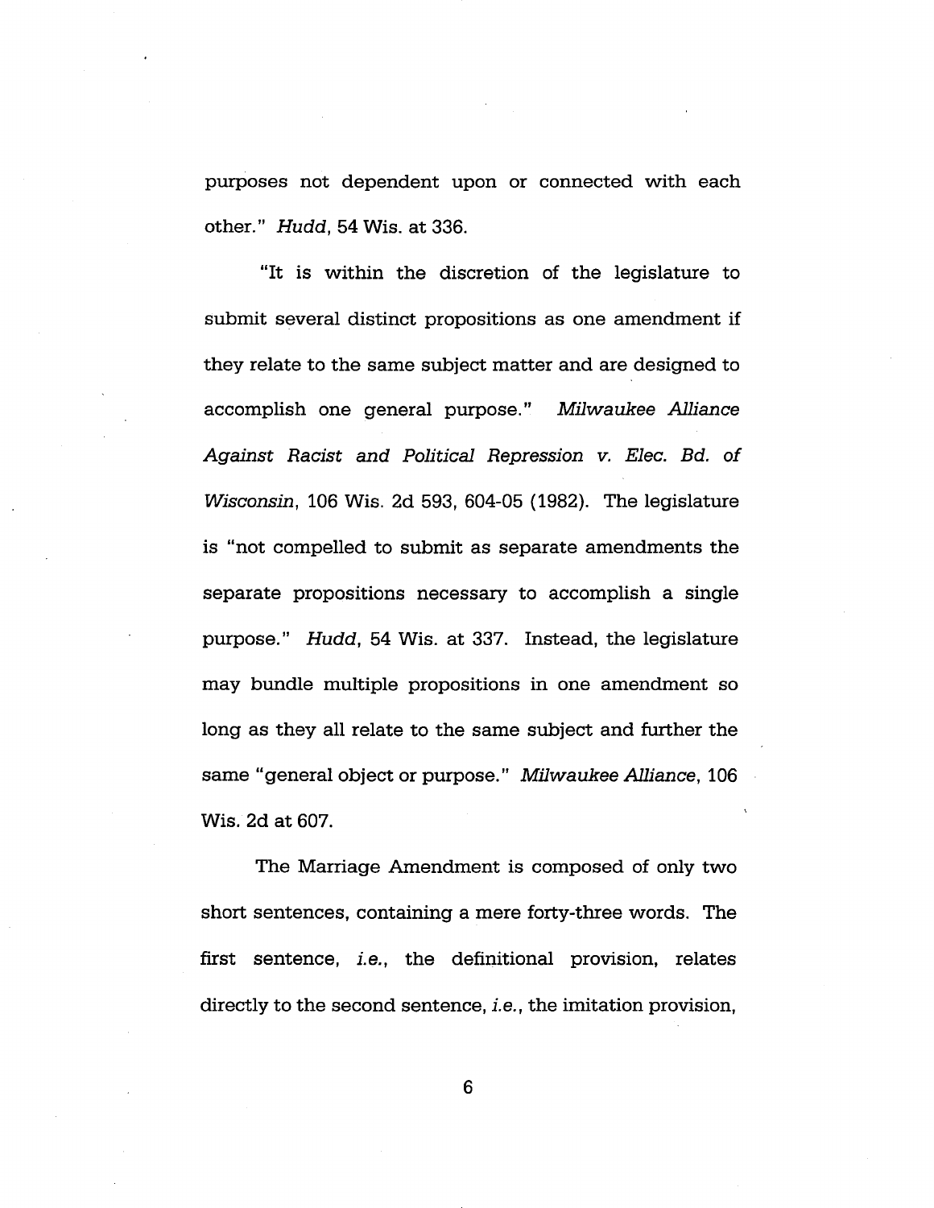purposes not dependent upon or connected with each other." *Hudd*, 54 Wis. at 336.

"It is within the discretion of the legislature to submit several distinct propositions as one amendment if they relate to the same subject matter and are designed to accomplish one general purpose." *Milwaukee Alliance Against Racist and Political Repression v. Elec. Bd. of Wisconsin*, 106 Wis. 2d 593, 604-05 (1982). The legislature is "not compelled to submit as separate amendments the separate propositions necessary to accomplish a single purpose." *Hudd*, 54 Wis. at 337. Instead, the legislature may bundle multiple propositions in one amendment so long as they all relate to the same subject and further the same "general object or purpose." *Milwaukee Alliance*, 106 Wis. 2d at 607.

The Marriage Amendment is composed of only two short sentences, containing a mere forty-three words. The first sentence, *i.e.*, the definitional provision, relates directly to the second sentence, *i.e.*, the imitation provision,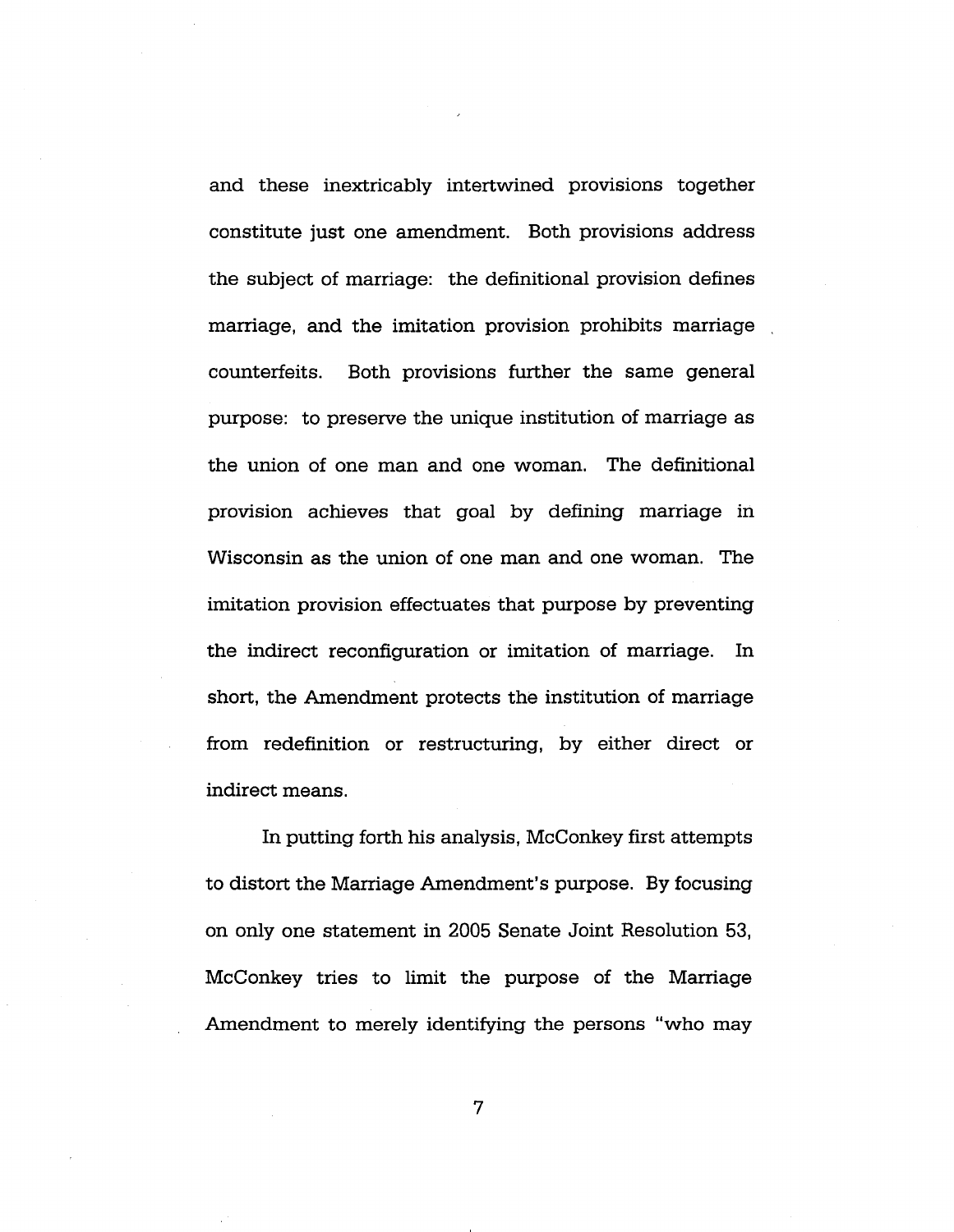and these inextricably intertwined provisions together constitute just one amendment. Both provisions address the subject of marriage: the definitional provision defines marriage, and the imitation provision prohibits marriage counterfeits. Both provisions further the same general purpose: to preserve the unique institution of marriage as the union of one man and one woman. The definitional provision achieves that goal by defining marriage in Wisconsin as the union of one man and one woman. The imitation provision effectuates that purpose by preventing the indirect reconfiguration or imitation of marriage. In short, the Amendment protects the institution of marriage from redefinition or restructuring, by either direct or indirect means.

In putting forth his analysis, McConkey first attempts to distort the Marriage Amendment's purpose. By focusing on only one statement in 2005 Senate Joint Resolution 53, McConkey tries to limit the purpose of the Marriage Amendment to merely identifying the persons "who may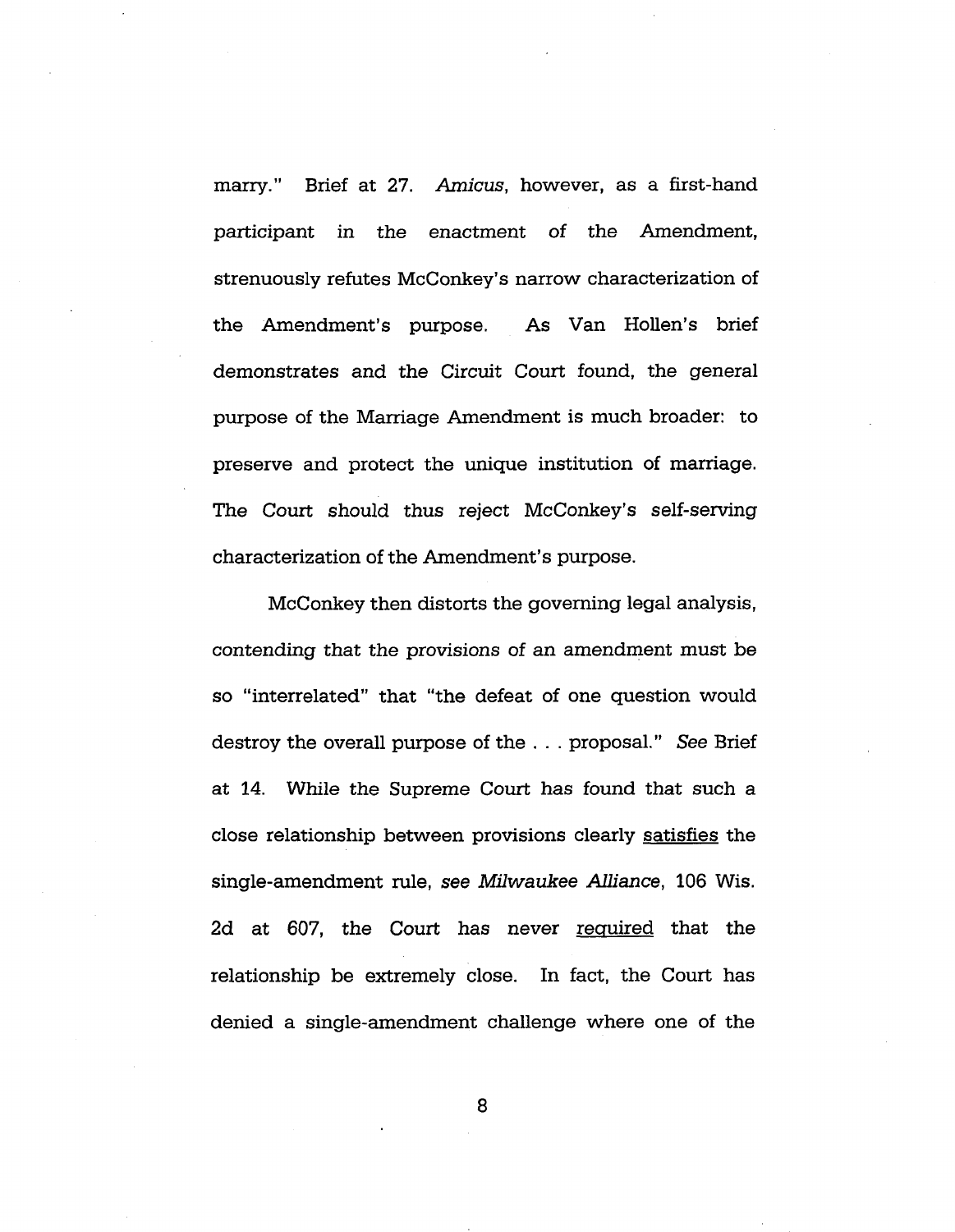marry." Brief at 27. *Amicus*, however, as a first-hand participant in the enactment of the Amendment, strenuously refutes McConkey's narrow characterization of the Amendment's purpose. As Van Hollen's brief demonstrates and the Circuit Court found, the general purpose of the Marriage Amendment is much broader: to preserve and protect the unique institution of marriage. The Court should thus reject McConkey's self-serving characterization of the Amendment's purpose.

McConkey then distorts the governing legal analysis, contending that the provisions of an amendment must be so "interrelated" that "the defeat of one question would destroy the overall purpose of the . . . proposal." *See* Brief at 14. While the Supreme Court has found that such a close relationship between provisions clearly <u>satisfies</u> the single-amendment rule, *see Milwaukee Alliance*, 106 Wis. 2d at 607, the Court has never <u>required</u> that the relationship be extremely close. In fact, the Court has denied a single-amendment challenge where one of the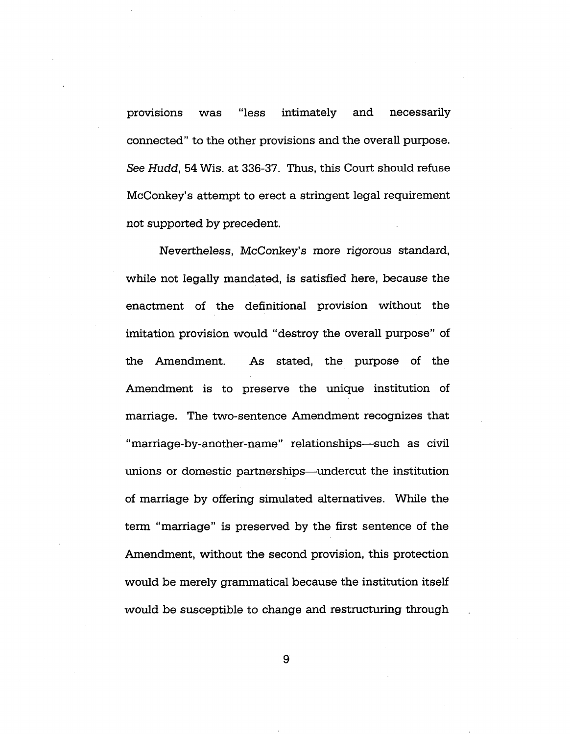provisions was "less intimately and necessarily connected" to the other provisions and the overall purpose. *See Hudd*, 54 Wis. at 336-37. Thus, this Court should refuse McConkey's attempt to erect a stringent legal requirement not supported by precedent.

Nevertheless, McConkey's more rigorous standard, while not legally mandated, is satisfied here, because the enactment of the definitional provision without the imitation provision would "destroy the overall purpose" of the Amendment. As stated, the purpose of the Amendment is to preserve the unique institution of marriage. The two-sentence Amendment recognizes that "marriage-by-another-name" relationships—such as civil unions or domestic partnerships—undercut the institution of marriage by offering simulated alternatives. While the term "marriage" is preserved by the first sentence of the Amendment, without the second provision, this protection would be merely grammatical because the institution itself would be susceptible to change and restructuring through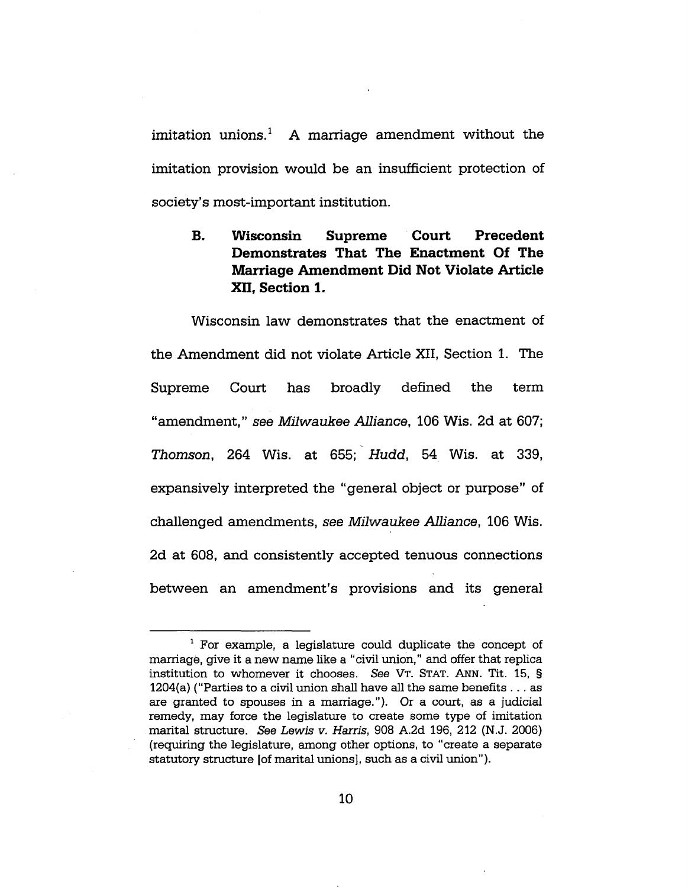imitation unions.[1] A marriage amendment without the imitation provision would be an insufficient protection of society's most-important institution.

### B. Wisconsin Supreme Court Precedent Demonstrates That The Enactment Of The Marriage Amendment Did Not Violate Article XII, Section 1.

Wisconsin law demonstrates that the enactment of the Amendment did not violate Article XII, Section 1. The Supreme Court has broadly defined the term "amendment," *see Milwaukee Alliance*, 106 Wis. 2d at 607; *Thomson*, 264 Wis. at 655; *Hudd*, 54 Wis. at 339, expansively interpreted the "general object or purpose" of challenged amendments, *see Milwaukee Alliance*, 106 Wis. 2d at 608, and consistently accepted tenuous connections between an amendment's provisions and its general

---

[1] For example, a legislature could duplicate the concept of marriage, give it a new name like a "civil union," and offer that replica institution to whomever it chooses. *See* VT. STAT. ANN. Tit. 15, § 1204(a) ("Parties to a civil union shall have all the same benefits . . . as are granted to spouses in a marriage."). Or a court, as a judicial remedy, may force the legislature to create some type of imitation marital structure. *See Lewis v. Harris*, 908 A.2d 196, 212 (N.J. 2006) (requiring the legislature, among other options, to "create a separate statutory structure [of marital unions], such as a civil union").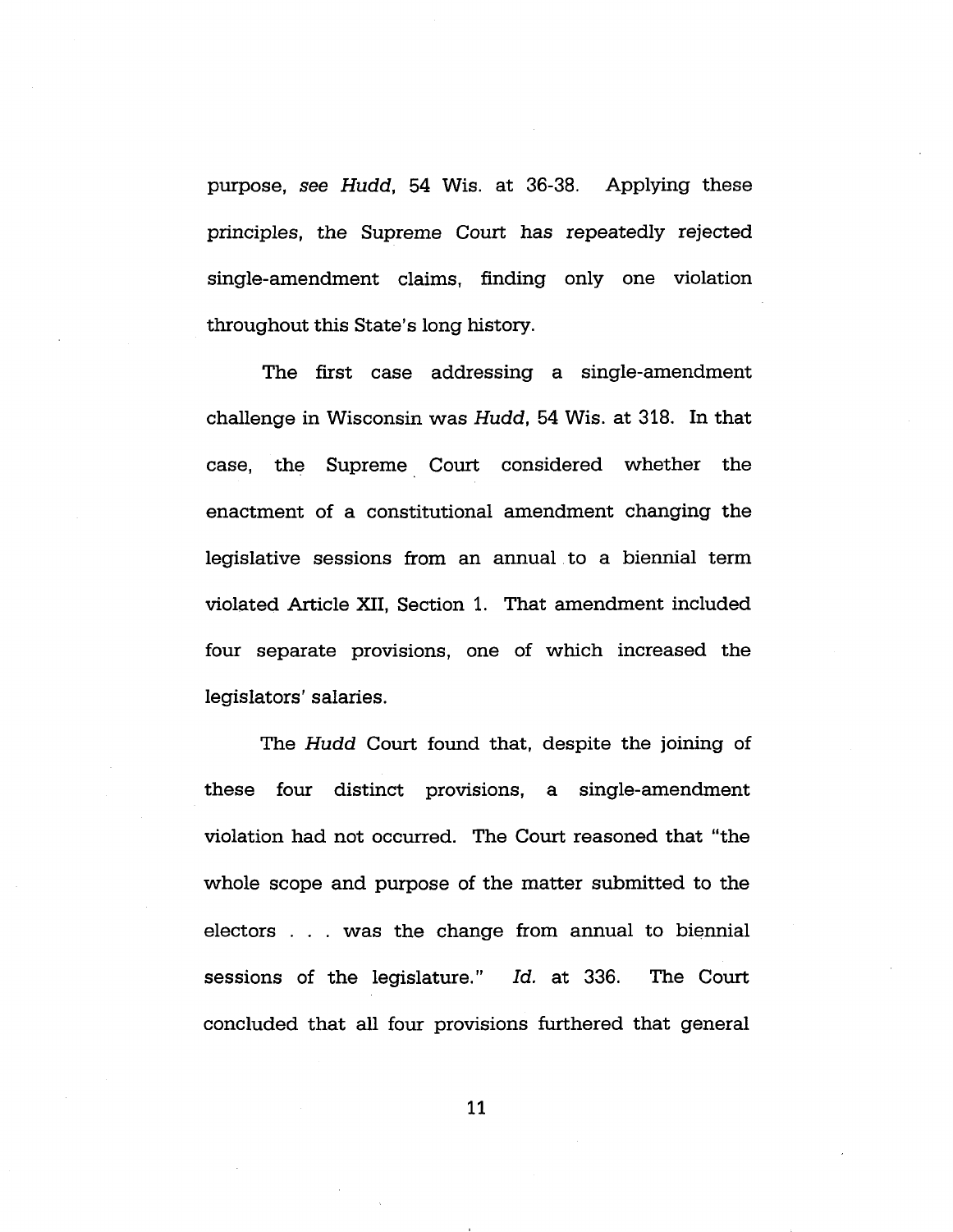purpose, *see Hudd*, 54 Wis. at 36-38. Applying these principles, the Supreme Court has repeatedly rejected single-amendment claims, finding only one violation throughout this State's long history.

The first case addressing a single-amendment challenge in Wisconsin was *Hudd*, 54 Wis. at 318. In that case, the Supreme Court considered whether the enactment of a constitutional amendment changing the legislative sessions from an annual to a biennial term violated Article XII, Section 1. That amendment included four separate provisions, one of which increased the legislators' salaries.

The *Hudd* Court found that, despite the joining of these four distinct provisions, a single-amendment violation had not occurred. The Court reasoned that "the whole scope and purpose of the matter submitted to the electors . . . was the change from annual to biennial sessions of the legislature." *Id.* at 336. The Court concluded that all four provisions furthered that general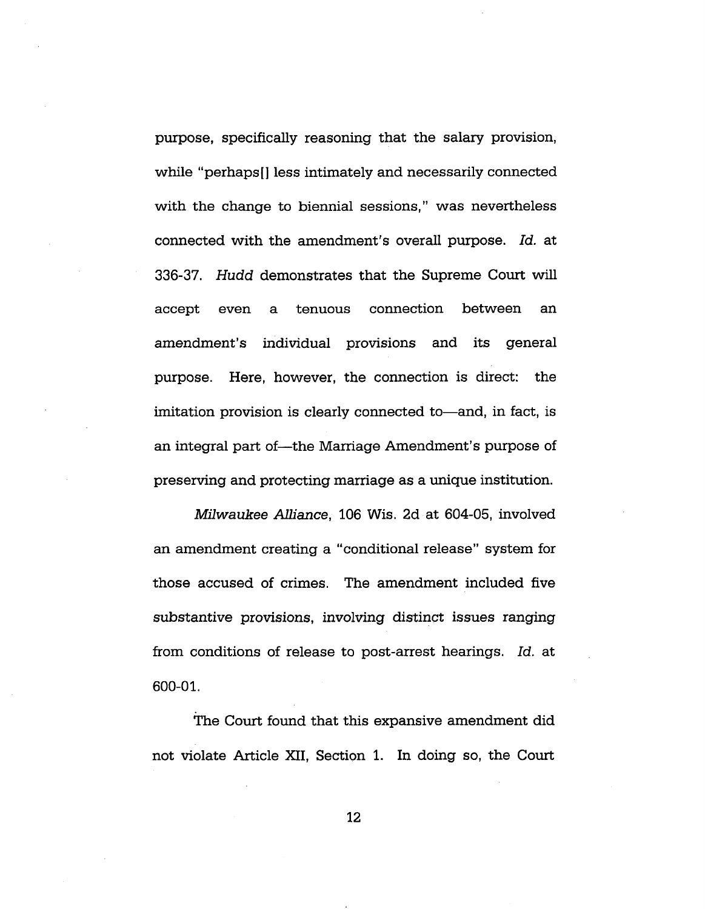purpose, specifically reasoning that the salary provision, while "perhaps[] less intimately and necessarily connected with the change to biennial sessions," was nevertheless connected with the amendment's overall purpose. *Id.* at 336-37. *Hudd* demonstrates that the Supreme Court will accept even a tenuous connection between an amendment's individual provisions and its general purpose. Here, however, the connection is direct: the imitation provision is clearly connected to—and, in fact, is an integral part of—the Marriage Amendment's purpose of preserving and protecting marriage as a unique institution.

*Milwaukee Alliance*, 106 Wis. 2d at 604-05, involved an amendment creating a "conditional release" system for those accused of crimes. The amendment included five substantive provisions, involving distinct issues ranging from conditions of release to post-arrest hearings. *Id.* at 600-01.

The Court found that this expansive amendment did not violate Article XII, Section 1. In doing so, the Court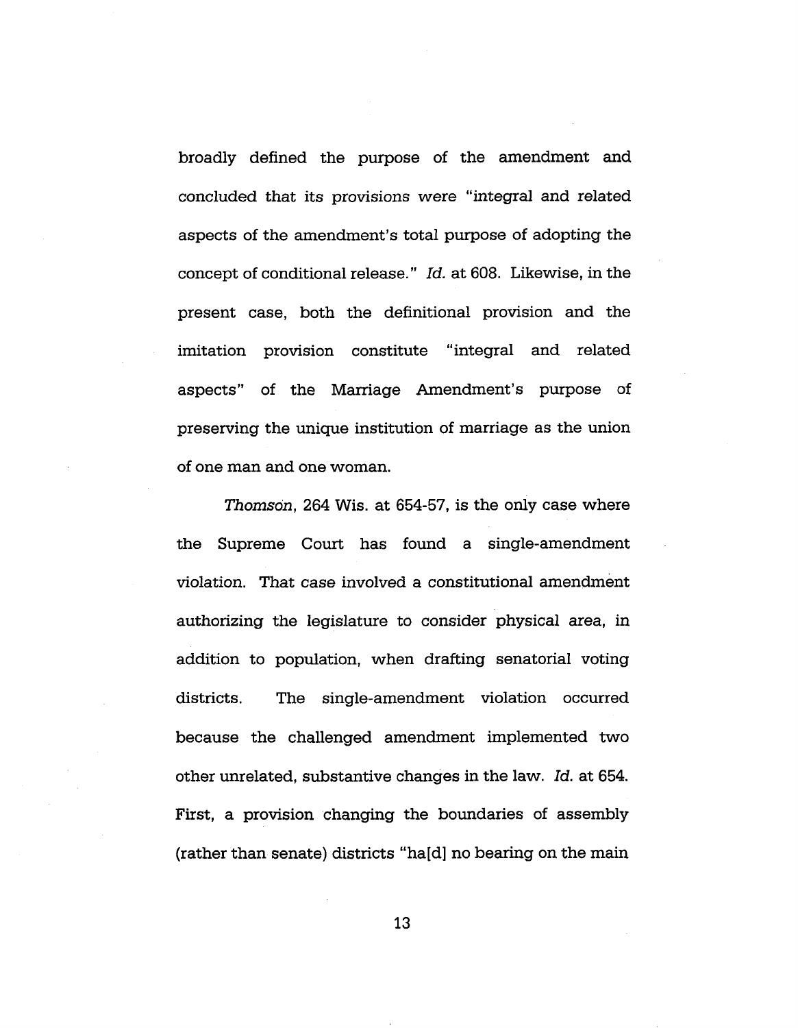broadly defined the purpose of the amendment and concluded that its provisions were "integral and related aspects of the amendment's total purpose of adopting the concept of conditional release." *Id.* at 608. Likewise, in the present case, both the definitional provision and the imitation provision constitute "integral and related aspects" of the Marriage Amendment's purpose of preserving the unique institution of marriage as the union of one man and one woman.

*Thomson*, 264 Wis. at 654-57, is the only case where the Supreme Court has found a single-amendment violation. That case involved a constitutional amendment authorizing the legislature to consider physical area, in addition to population, when drafting senatorial voting districts. The single-amendment violation occurred because the challenged amendment implemented two other unrelated, substantive changes in the law. *Id.* at 654. First, a provision changing the boundaries of assembly (rather than senate) districts "ha[d] no bearing on the main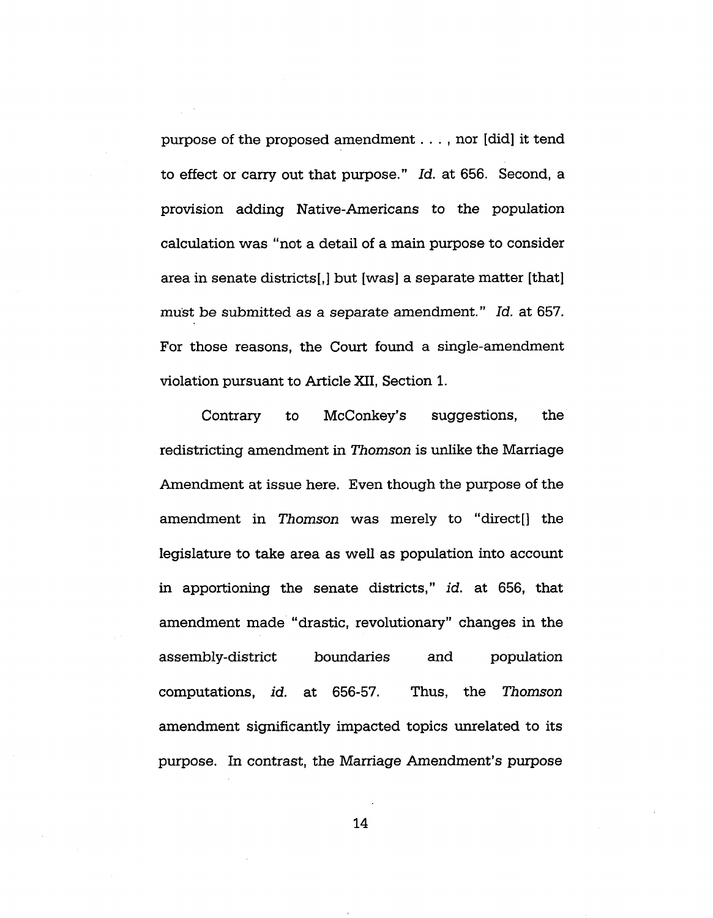purpose of the proposed amendment . . . , nor [did] it tend to effect or carry out that purpose." *Id.* at 656. Second, a provision adding Native-Americans to the population calculation was "not a detail of a main purpose to consider area in senate districts[,] but [was] a separate matter [that] must be submitted as a separate amendment." *Id.* at 657. For those reasons, the Court found a single-amendment violation pursuant to Article XII, Section 1.

Contrary to McConkey's suggestions, the redistricting amendment in *Thomson* is unlike the Marriage Amendment at issue here. Even though the purpose of the amendment in *Thomson* was merely to "direct[] the legislature to take area as well as population into account in apportioning the senate districts," *id.* at 656, that amendment made "drastic, revolutionary" changes in the assembly-district boundaries and population computations, *id.* at 656-57. Thus, the *Thomson* amendment significantly impacted topics unrelated to its purpose. In contrast, the Marriage Amendment's purpose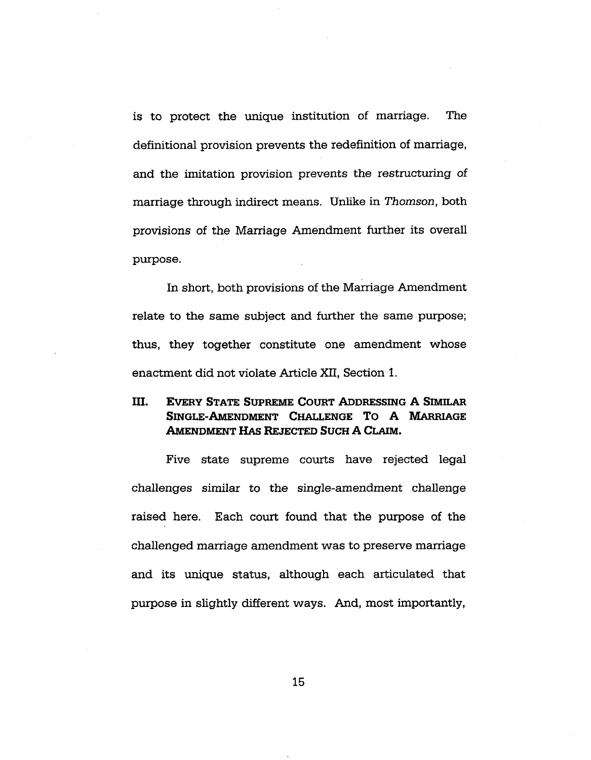is to protect the unique institution of marriage. The definitional provision prevents the redefinition of marriage, and the imitation provision prevents the restructuring of marriage through indirect means. Unlike in *Thomson*, both provisions of the Marriage Amendment further its overall purpose.

In short, both provisions of the Marriage Amendment relate to the same subject and further the same purpose; thus, they together constitute one amendment whose enactment did not violate Article XII, Section 1.

## III. EVERY STATE SUPREME COURT ADDRESSING A SIMILAR SINGLE-AMENDMENT CHALLENGE TO A MARRIAGE AMENDMENT HAS REJECTED SUCH A CLAIM.

Five state supreme courts have rejected legal challenges similar to the single-amendment challenge raised here. Each court found that the purpose of the challenged marriage amendment was to preserve marriage and its unique status, although each articulated that purpose in slightly different ways. And, most importantly,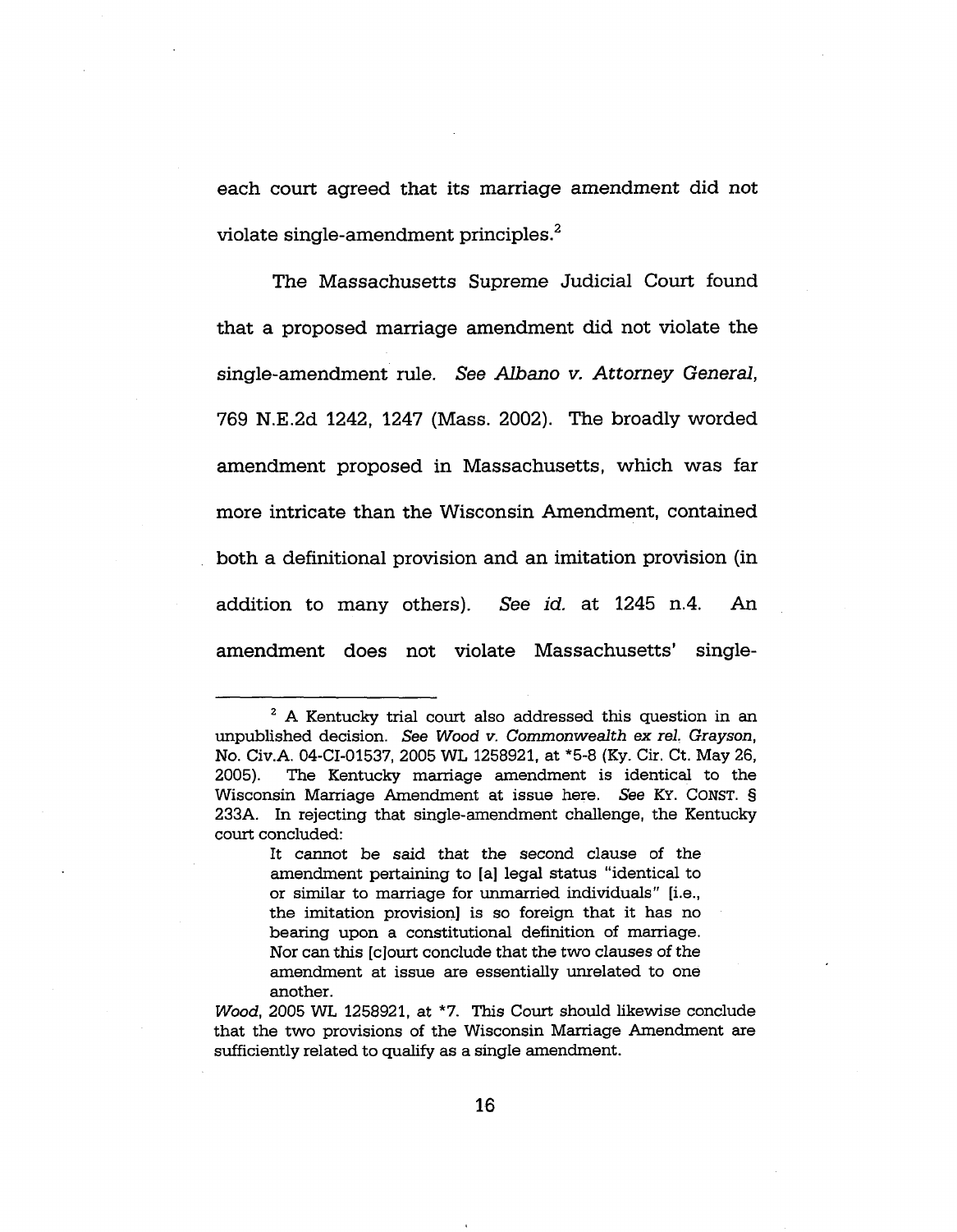each court agreed that its marriage amendment did not violate single-amendment principles.[2]

The Massachusetts Supreme Judicial Court found that a proposed marriage amendment did not violate the single-amendment rule. *See Albano v. Attorney General*, 769 N.E.2d 1242, 1247 (Mass. 2002). The broadly worded amendment proposed in Massachusetts, which was far more intricate than the Wisconsin Amendment, contained both a definitional provision and an imitation provision (in addition to many others). *See id.* at 1245 n.4. An amendment does not violate Massachusetts' single-

---

[2] A Kentucky trial court also addressed this question in an unpublished decision. *See Wood v. Commonwealth ex rel. Grayson*, No. Civ.A. 04-CI-01537, 2005 WL 1258921, at *5-8 (Ky. Cir. Ct. May 26, 2005). The Kentucky marriage amendment is identical to the Wisconsin Marriage Amendment at issue here. *See* KY. CONST. § 233A. In rejecting that single-amendment challenge, the Kentucky court concluded:

> It cannot be said that the second clause of the amendment pertaining to [a] legal status "identical to or similar to marriage for unmarried individuals" [i.e., the imitation provision] is so foreign that it has no bearing upon a constitutional definition of marriage. Nor can this [c]ourt conclude that the two clauses of the amendment at issue are essentially unrelated to one another.

*Wood*, 2005 WL 1258921, at *7. This Court should likewise conclude that the two provisions of the Wisconsin Marriage Amendment are sufficiently related to qualify as a single amendment.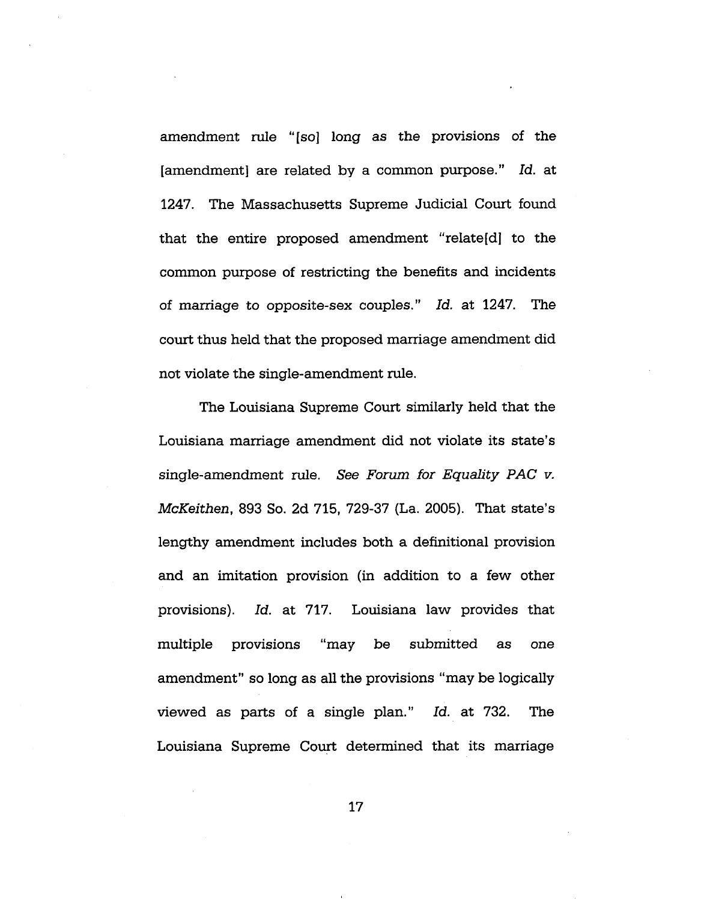amendment rule "[so] long as the provisions of the [amendment] are related by a common purpose." *Id.* at 1247. The Massachusetts Supreme Judicial Court found that the entire proposed amendment "relate[d] to the common purpose of restricting the benefits and incidents of marriage to opposite-sex couples." *Id.* at 1247. The court thus held that the proposed marriage amendment did not violate the single-amendment rule.

The Louisiana Supreme Court similarly held that the Louisiana marriage amendment did not violate its state's single-amendment rule. *See Forum for Equality PAC v. McKeithen*, 893 So. 2d 715, 729-37 (La. 2005). That state's lengthy amendment includes both a definitional provision and an imitation provision (in addition to a few other provisions). *Id.* at 717. Louisiana law provides that multiple provisions "may be submitted as one amendment" so long as all the provisions "may be logically viewed as parts of a single plan." *Id.* at 732. The Louisiana Supreme Court determined that its marriage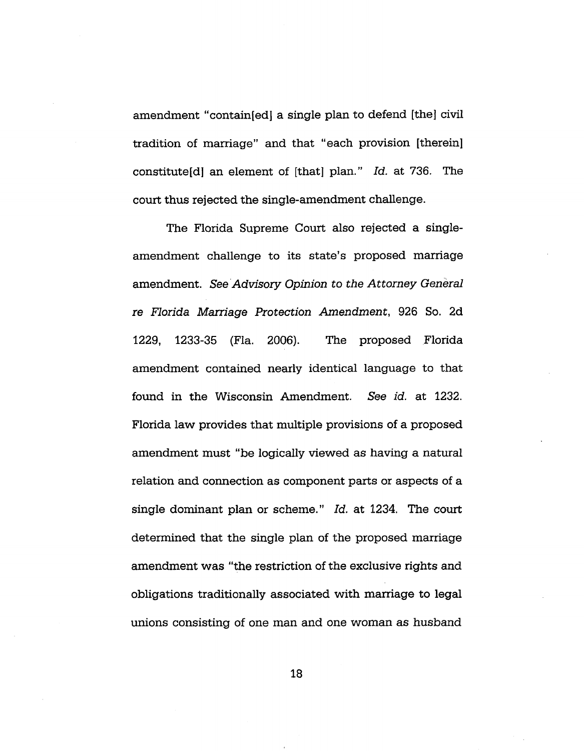amendment "contain[ed] a single plan to defend [the] civil tradition of marriage" and that "each provision [therein] constitute[d] an element of [that] plan." *Id.* at 736. The court thus rejected the single-amendment challenge.

The Florida Supreme Court also rejected a single-amendment challenge to its state's proposed marriage amendment. *See Advisory Opinion to the Attorney General re Florida Marriage Protection Amendment*, 926 So. 2d 1229, 1233-35 (Fla. 2006). The proposed Florida amendment contained nearly identical language to that found in the Wisconsin Amendment. *See id.* at 1232. Florida law provides that multiple provisions of a proposed amendment must "be logically viewed as having a natural relation and connection as component parts or aspects of a single dominant plan or scheme." *Id.* at 1234. The court determined that the single plan of the proposed marriage amendment was "the restriction of the exclusive rights and obligations traditionally associated with marriage to legal unions consisting of one man and one woman as husband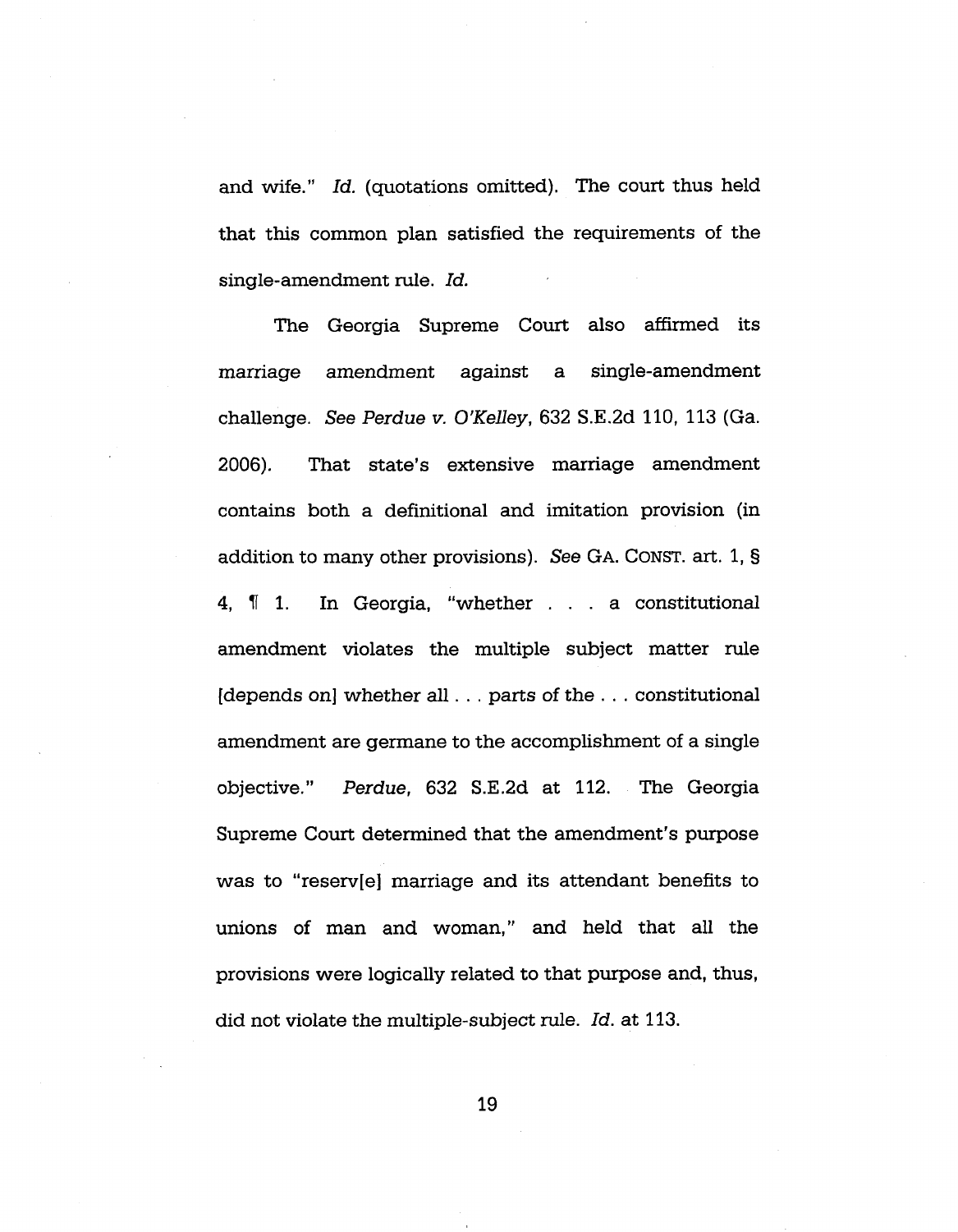and wife." *Id.* (quotations omitted). The court thus held that this common plan satisfied the requirements of the single-amendment rule. *Id.*

The Georgia Supreme Court also affirmed its marriage amendment against a single-amendment challenge. *See Perdue v. O'Kelley*, 632 S.E.2d 110, 113 (Ga. 2006). That state's extensive marriage amendment contains both a definitional and imitation provision (in addition to many other provisions). *See* GA. CONST. art. 1, § 4, ¶ 1. In Georgia, "whether . . . a constitutional amendment violates the multiple subject matter rule [depends on] whether all . . . parts of the . . . constitutional amendment are germane to the accomplishment of a single objective." *Perdue*, 632 S.E.2d at 112. The Georgia Supreme Court determined that the amendment's purpose was to "reserv[e] marriage and its attendant benefits to unions of man and woman," and held that all the provisions were logically related to that purpose and, thus, did not violate the multiple-subject rule. *Id.* at 113.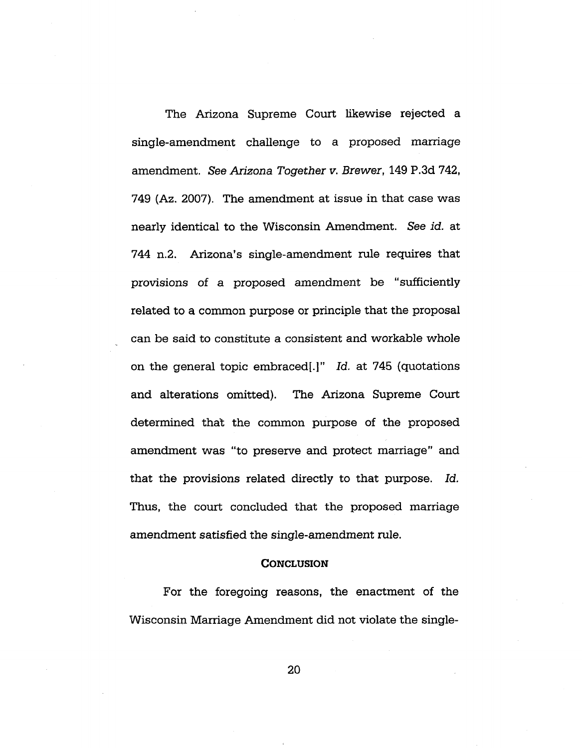The Arizona Supreme Court likewise rejected a single-amendment challenge to a proposed marriage amendment. *See Arizona Together v. Brewer*, 149 P.3d 742, 749 (Az. 2007). The amendment at issue in that case was nearly identical to the Wisconsin Amendment. *See id.* at 744 n.2. Arizona's single-amendment rule requires that provisions of a proposed amendment be "sufficiently related to a common purpose or principle that the proposal can be said to constitute a consistent and workable whole on the general topic embraced[.]" *Id.* at 745 (quotations and alterations omitted). The Arizona Supreme Court determined that the common purpose of the proposed amendment was "to preserve and protect marriage" and that the provisions related directly to that purpose. *Id.* Thus, the court concluded that the proposed marriage amendment satisfied the single-amendment rule.

## CONCLUSION

For the foregoing reasons, the enactment of the Wisconsin Marriage Amendment did not violate the single-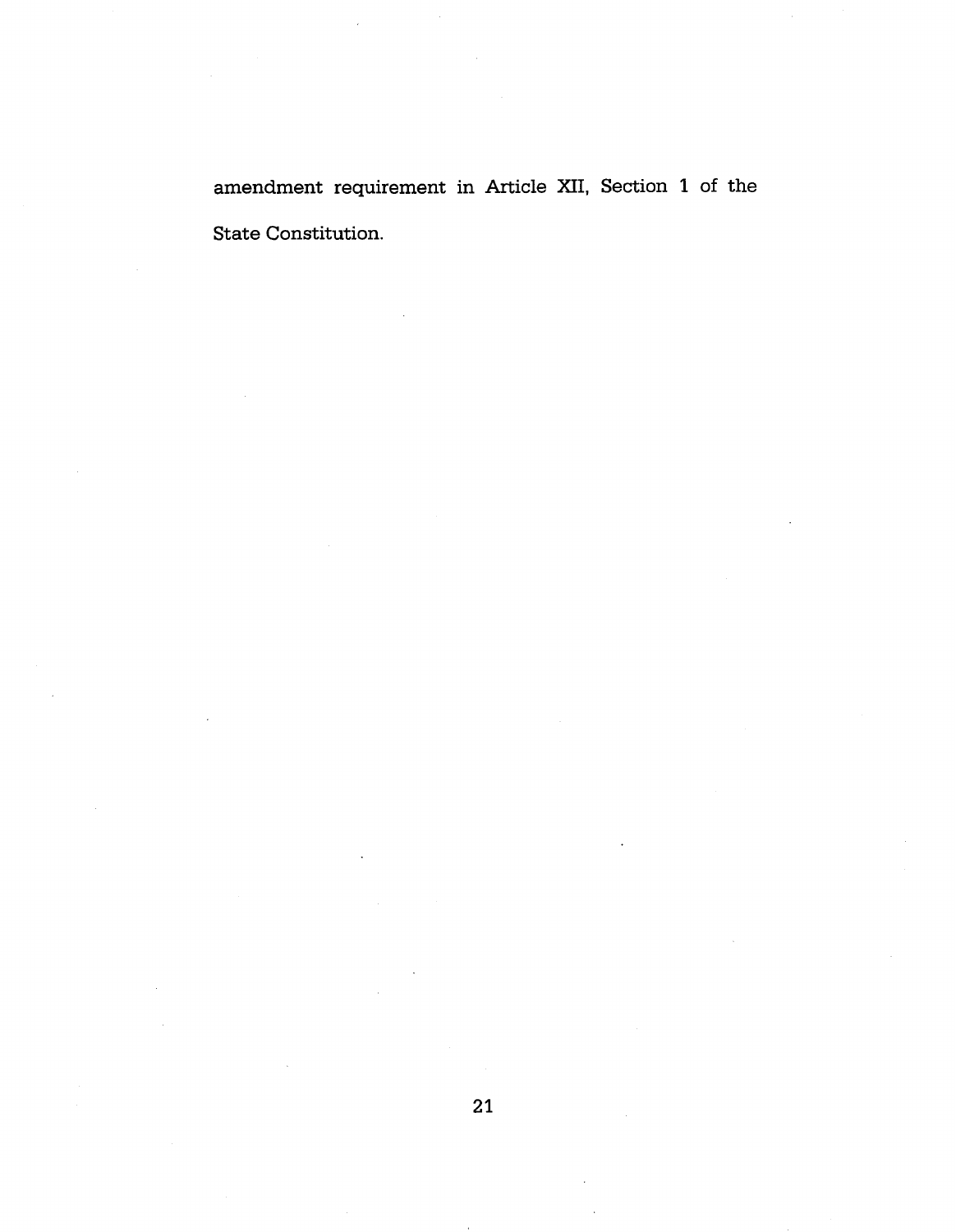amendment requirement in Article XII, Section 1 of the State Constitution.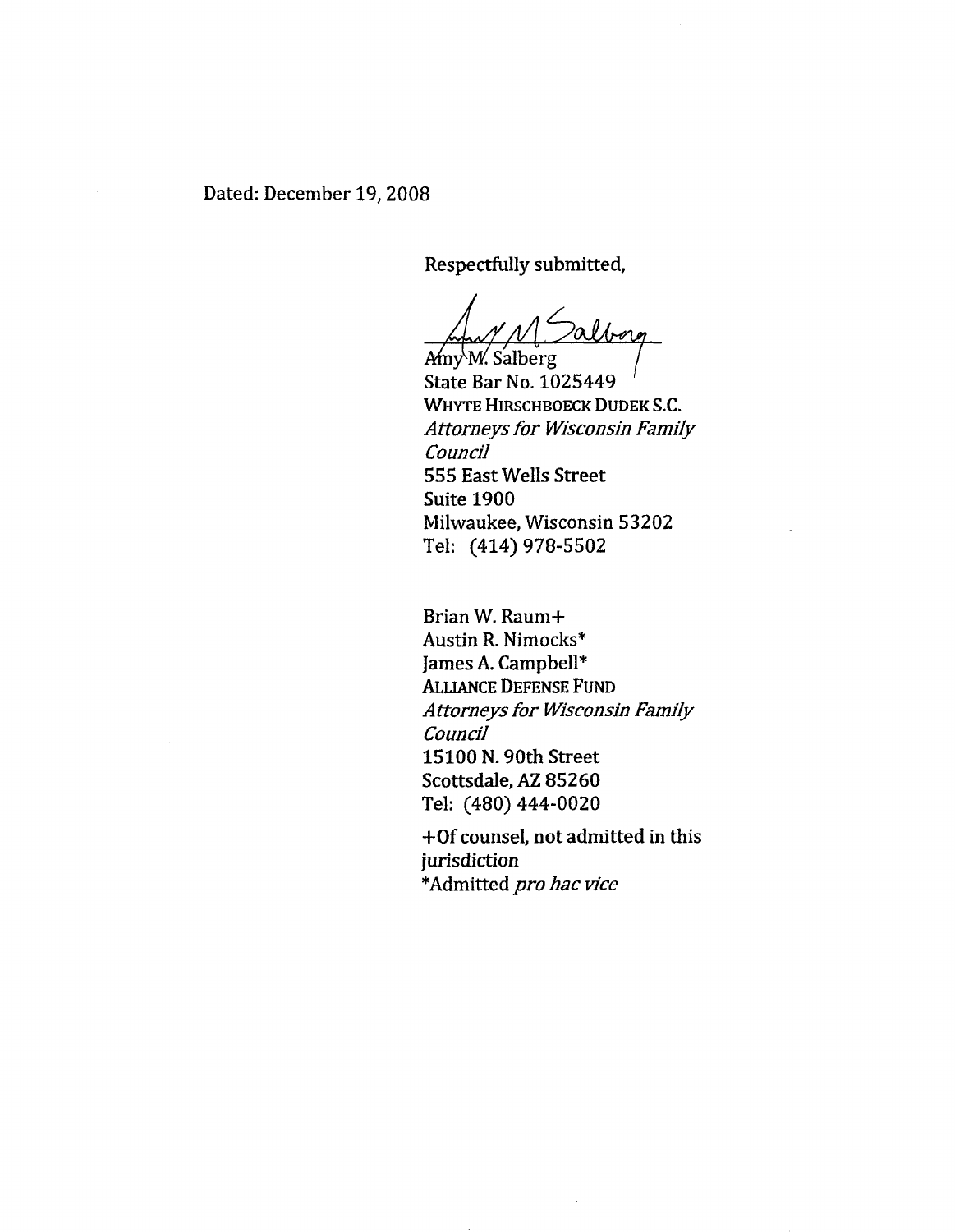Dated: December 19, 2008

Respectfully submitted,

Amy M. Salberg  
State Bar No. 1025449  
WHYTE HIRSCHBOECK DUDEK S.C.  
*Attorneys for Wisconsin Family Council*  
555 East Wells Street  
Suite 1900  
Milwaukee, Wisconsin 53202  
Tel: (414) 978-5502

Brian W. Raum+  
Austin R. Nimocks*  
James A. Campbell*  
ALLIANCE DEFENSE FUND  
*Attorneys for Wisconsin Family Council*  
15100 N. 90th Street  
Scottsdale, AZ 85260  
Tel: (480) 444-0020

+Of counsel, not admitted in this jurisdiction  
*Admitted *pro hac vice*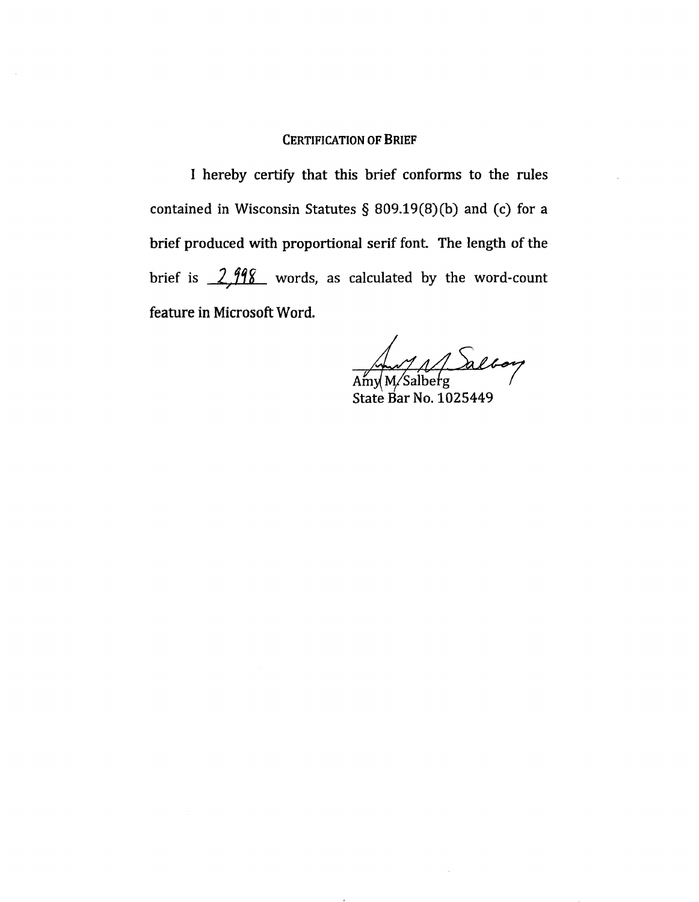## CERTIFICATION OF BRIEF

I hereby certify that this brief conforms to the rules contained in Wisconsin Statutes § 809.19(8)(b) and (c) for a brief produced with proportional serif font. The length of the brief is 2,998 words, as calculated by the word-count feature in Microsoft Word.

Amy M. Salberg
State Bar No. 1025449